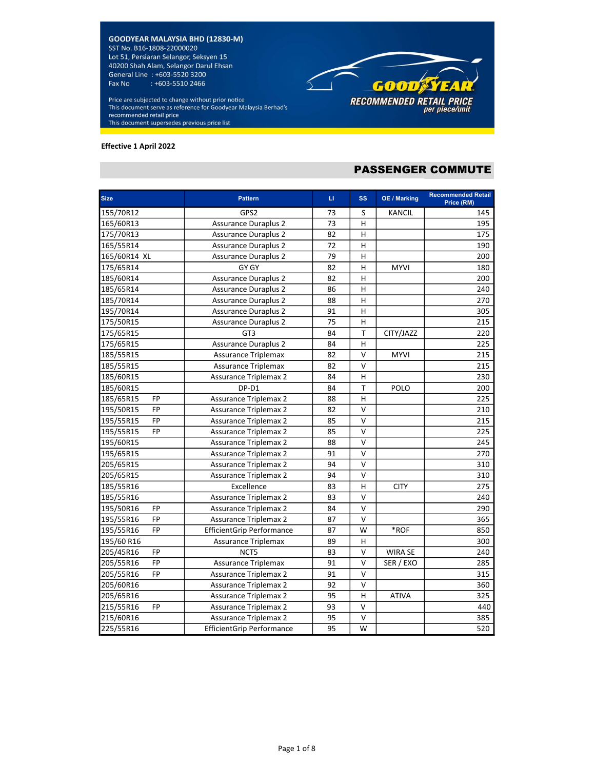**GOODYEAR MALAYSIA BHD (12830-M)**
SST No. B16-1808-22000020
Lot 51, Persiaran Selangor, Seksyen 15
40200 Shah Alam, Selangor Darul Ehsan
General Line : +603-5520 3200
Fax No : +603-5510 2466

Price are subjected to change without prior notice
This document serve as reference for Goodyear Malaysia Berhad's recommended retail price
This document supersedes previous price list

GOODYEAR
**RECOMMENDED RETAIL PRICE**
*per piece/unit*

**Effective 1 April 2022**

## PASSENGER COMMUTE

| Size | Pattern | LI | SS | OE / Marking | Recommended Retail Price (RM) |
|---|---|---|---|---|---|
| 155/70R12 | GPS2 | 73 | S | KANCIL | 145 |
| 165/60R13 | Assurance Duraplus 2 | 73 | H | | 195 |
| 175/70R13 | Assurance Duraplus 2 | 82 | H | | 175 |
| 165/55R14 | Assurance Duraplus 2 | 72 | H | | 190 |
| 165/60R14 XL | Assurance Duraplus 2 | 79 | H | | 200 |
| 175/65R14 | GY GY | 82 | H | MYVI | 180 |
| 185/60R14 | Assurance Duraplus 2 | 82 | H | | 200 |
| 185/65R14 | Assurance Duraplus 2 | 86 | H | | 240 |
| 185/70R14 | Assurance Duraplus 2 | 88 | H | | 270 |
| 195/70R14 | Assurance Duraplus 2 | 91 | H | | 305 |
| 175/50R15 | Assurance Duraplus 2 | 75 | H | | 215 |
| 175/65R15 | GT3 | 84 | T | CITY/JAZZ | 220 |
| 175/65R15 | Assurance Duraplus 2 | 84 | H | | 225 |
| 185/55R15 | Assurance Triplemax | 82 | V | MYVI | 215 |
| 185/55R15 | Assurance Triplemax | 82 | V | | 215 |
| 185/60R15 | Assurance Triplemax 2 | 84 | H | | 230 |
| 185/60R15 | DP-D1 | 84 | T | POLO | 200 |
| 185/65R15 FP | Assurance Triplemax 2 | 88 | H | | 225 |
| 195/50R15 FP | Assurance Triplemax 2 | 82 | V | | 210 |
| 195/55R15 FP | Assurance Triplemax 2 | 85 | V | | 215 |
| 195/55R15 FP | Assurance Triplemax 2 | 85 | V | | 225 |
| 195/60R15 | Assurance Triplemax 2 | 88 | V | | 245 |
| 195/65R15 | Assurance Triplemax 2 | 91 | V | | 270 |
| 205/65R15 | Assurance Triplemax 2 | 94 | V | | 310 |
| 205/65R15 | Assurance Triplemax 2 | 94 | V | | 310 |
| 185/55R16 | Excellence | 83 | H | CITY | 275 |
| 185/55R16 | Assurance Triplemax 2 | 83 | V | | 240 |
| 195/50R16 FP | Assurance Triplemax 2 | 84 | V | | 290 |
| 195/55R16 FP | Assurance Triplemax 2 | 87 | V | | 365 |
| 195/55R16 FP | EfficientGrip Performance | 87 | W | *ROF | 850 |
| 195/60 R16 | Assurance Triplemax | 89 | H | | 300 |
| 205/45R16 FP | NCT5 | 83 | V | WIRA SE | 240 |
| 205/55R16 FP | Assurance Triplemax | 91 | V | SER / EXO | 285 |
| 205/55R16 FP | Assurance Triplemax 2 | 91 | V | | 315 |
| 205/60R16 | Assurance Triplemax 2 | 92 | V | | 360 |
| 205/65R16 | Assurance Triplemax 2 | 95 | H | ATIVA | 325 |
| 215/55R16 FP | Assurance Triplemax 2 | 93 | V | | 440 |
| 215/60R16 | Assurance Triplemax 2 | 95 | V | | 385 |
| 225/55R16 | EfficientGrip Performance | 95 | W | | 520 |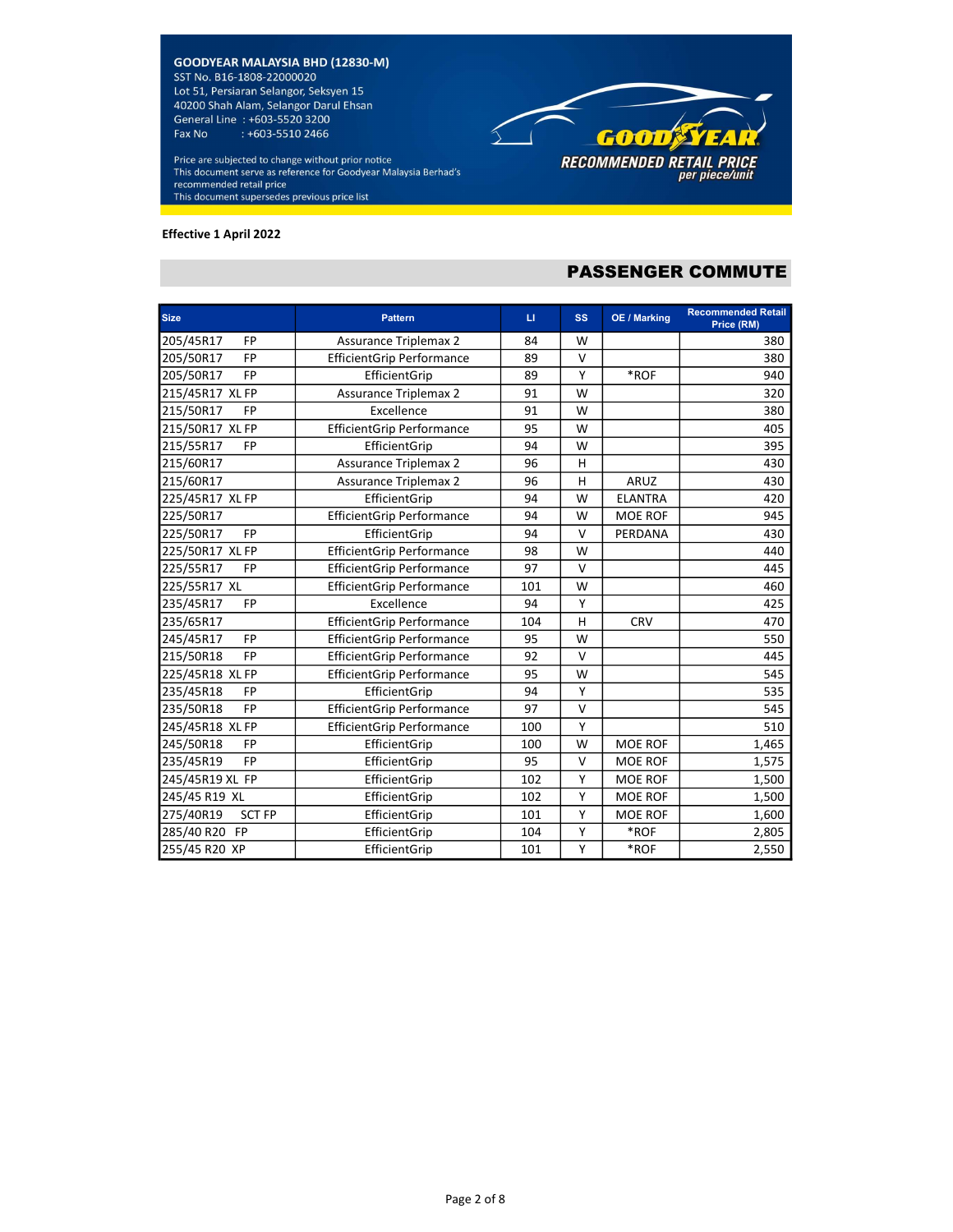**GOODYEAR MALAYSIA BHD (12830-M)**
SST No. B16-1808-22000020
Lot 51, Persiaran Selangor, Seksyen 15
40200 Shah Alam, Selangor Darul Ehsan
General Line : +603-5520 3200
Fax No : +603-5510 2466

Price are subjected to change without prior notice
This document serve as reference for Goodyear Malaysia Berhad's recommended retail price
This document supersedes previous price list

GOODYEAR
**RECOMMENDED RETAIL PRICE**
*per piece/unit*

**Effective 1 April 2022**

## PASSENGER COMMUTE

| Size | Pattern | LI | SS | OE / Marking | Recommended Retail Price (RM) |
|---|---|---|---|---|---|
| 205/45R17 FP | Assurance Triplemax 2 | 84 | W | | 380 |
| 205/50R17 FP | EfficientGrip Performance | 89 | V | | 380 |
| 205/50R17 FP | EfficientGrip | 89 | Y | *ROF | 940 |
| 215/45R17 XL FP | Assurance Triplemax 2 | 91 | W | | 320 |
| 215/50R17 FP | Excellence | 91 | W | | 380 |
| 215/50R17 XL FP | EfficientGrip Performance | 95 | W | | 405 |
| 215/55R17 FP | EfficientGrip | 94 | W | | 395 |
| 215/60R17 | Assurance Triplemax 2 | 96 | H | | 430 |
| 215/60R17 | Assurance Triplemax 2 | 96 | H | ARUZ | 430 |
| 225/45R17 XL FP | EfficientGrip | 94 | W | ELANTRA | 420 |
| 225/50R17 | EfficientGrip Performance | 94 | W | MOE ROF | 945 |
| 225/50R17 FP | EfficientGrip | 94 | V | PERDANA | 430 |
| 225/50R17 XL FP | EfficientGrip Performance | 98 | W | | 440 |
| 225/55R17 FP | EfficientGrip Performance | 97 | V | | 445 |
| 225/55R17 XL | EfficientGrip Performance | 101 | W | | 460 |
| 235/45R17 FP | Excellence | 94 | Y | | 425 |
| 235/65R17 | EfficientGrip Performance | 104 | H | CRV | 470 |
| 245/45R17 FP | EfficientGrip Performance | 95 | W | | 550 |
| 215/50R18 FP | EfficientGrip Performance | 92 | V | | 445 |
| 225/45R18 XL FP | EfficientGrip Performance | 95 | W | | 545 |
| 235/45R18 FP | EfficientGrip | 94 | Y | | 535 |
| 235/50R18 FP | EfficientGrip Performance | 97 | V | | 545 |
| 245/45R18 XL FP | EfficientGrip Performance | 100 | Y | | 510 |
| 245/50R18 FP | EfficientGrip | 100 | W | MOE ROF | 1,465 |
| 235/45R19 FP | EfficientGrip | 95 | V | MOE ROF | 1,575 |
| 245/45R19 XL FP | EfficientGrip | 102 | Y | MOE ROF | 1,500 |
| 245/45 R19 XL | EfficientGrip | 102 | Y | MOE ROF | 1,500 |
| 275/40R19 SCT FP | EfficientGrip | 101 | Y | MOE ROF | 1,600 |
| 285/40 R20 FP | EfficientGrip | 104 | Y | *ROF | 2,805 |
| 255/45 R20 XP | EfficientGrip | 101 | Y | *ROF | 2,550 |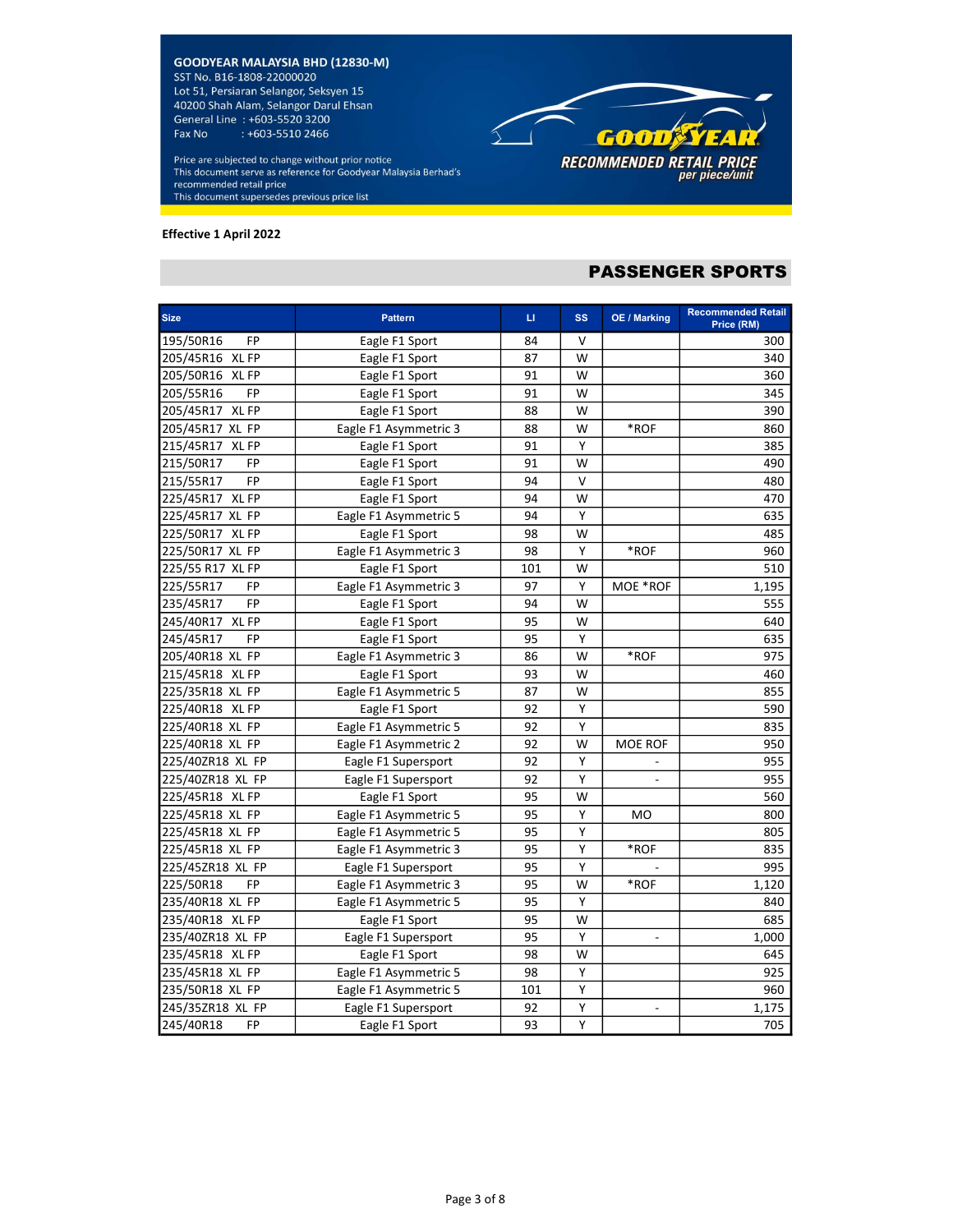**GOODYEAR MALAYSIA BHD (12830-M)**
SST No. B16-1808-22000020
Lot 51, Persiaran Selangor, Seksyen 15
40200 Shah Alam, Selangor Darul Ehsan
General Line : +603-5520 3200
Fax No : +603-5510 2466

Price are subjected to change without prior notice
This document serve as reference for Goodyear Malaysia Berhad's recommended retail price
This document supersedes previous price list

**GOODYEAR**
**RECOMMENDED RETAIL PRICE**
*per piece/unit*

**Effective 1 April 2022**

## PASSENGER SPORTS

| Size | Pattern | LI | SS | OE / Marking | Recommended Retail Price (RM) |
|---|---|---|---|---|---|
| 195/50R16 FP | Eagle F1 Sport | 84 | V | | 300 |
| 205/45R16 XL FP | Eagle F1 Sport | 87 | W | | 340 |
| 205/50R16 XL FP | Eagle F1 Sport | 91 | W | | 360 |
| 205/55R16 FP | Eagle F1 Sport | 91 | W | | 345 |
| 205/45R17 XL FP | Eagle F1 Sport | 88 | W | | 390 |
| 205/45R17 XL FP | Eagle F1 Asymmetric 3 | 88 | W | *ROF | 860 |
| 215/45R17 XL FP | Eagle F1 Sport | 91 | Y | | 385 |
| 215/50R17 FP | Eagle F1 Sport | 91 | W | | 490 |
| 215/55R17 FP | Eagle F1 Sport | 94 | V | | 480 |
| 225/45R17 XL FP | Eagle F1 Sport | 94 | W | | 470 |
| 225/45R17 XL FP | Eagle F1 Asymmetric 5 | 94 | Y | | 635 |
| 225/50R17 XL FP | Eagle F1 Sport | 98 | W | | 485 |
| 225/50R17 XL FP | Eagle F1 Asymmetric 3 | 98 | Y | *ROF | 960 |
| 225/55 R17 XL FP | Eagle F1 Sport | 101 | W | | 510 |
| 225/55R17 FP | Eagle F1 Asymmetric 3 | 97 | Y | MOE *ROF | 1,195 |
| 235/45R17 FP | Eagle F1 Sport | 94 | W | | 555 |
| 245/40R17 XL FP | Eagle F1 Sport | 95 | W | | 640 |
| 245/45R17 FP | Eagle F1 Sport | 95 | Y | | 635 |
| 205/40R18 XL FP | Eagle F1 Asymmetric 3 | 86 | W | *ROF | 975 |
| 215/45R18 XL FP | Eagle F1 Sport | 93 | W | | 460 |
| 225/35R18 XL FP | Eagle F1 Asymmetric 5 | 87 | W | | 855 |
| 225/40R18 XL FP | Eagle F1 Sport | 92 | Y | | 590 |
| 225/40R18 XL FP | Eagle F1 Asymmetric 5 | 92 | Y | | 835 |
| 225/40R18 XL FP | Eagle F1 Asymmetric 2 | 92 | W | MOE ROF | 950 |
| 225/40ZR18 XL FP | Eagle F1 Supersport | 92 | Y | - | 955 |
| 225/40ZR18 XL FP | Eagle F1 Supersport | 92 | Y | - | 955 |
| 225/45R18 XL FP | Eagle F1 Sport | 95 | W | | 560 |
| 225/45R18 XL FP | Eagle F1 Asymmetric 5 | 95 | Y | MO | 800 |
| 225/45R18 XL FP | Eagle F1 Asymmetric 5 | 95 | Y | | 805 |
| 225/45R18 XL FP | Eagle F1 Asymmetric 3 | 95 | Y | *ROF | 835 |
| 225/45ZR18 XL FP | Eagle F1 Supersport | 95 | Y | - | 995 |
| 225/50R18 FP | Eagle F1 Asymmetric 3 | 95 | W | *ROF | 1,120 |
| 235/40R18 XL FP | Eagle F1 Asymmetric 5 | 95 | Y | | 840 |
| 235/40R18 XL FP | Eagle F1 Sport | 95 | W | | 685 |
| 235/40ZR18 XL FP | Eagle F1 Supersport | 95 | Y | - | 1,000 |
| 235/45R18 XL FP | Eagle F1 Sport | 98 | W | | 645 |
| 235/45R18 XL FP | Eagle F1 Asymmetric 5 | 98 | Y | | 925 |
| 235/50R18 XL FP | Eagle F1 Asymmetric 5 | 101 | Y | | 960 |
| 245/35ZR18 XL FP | Eagle F1 Supersport | 92 | Y | - | 1,175 |
| 245/40R18 FP | Eagle F1 Sport | 93 | Y | | 705 |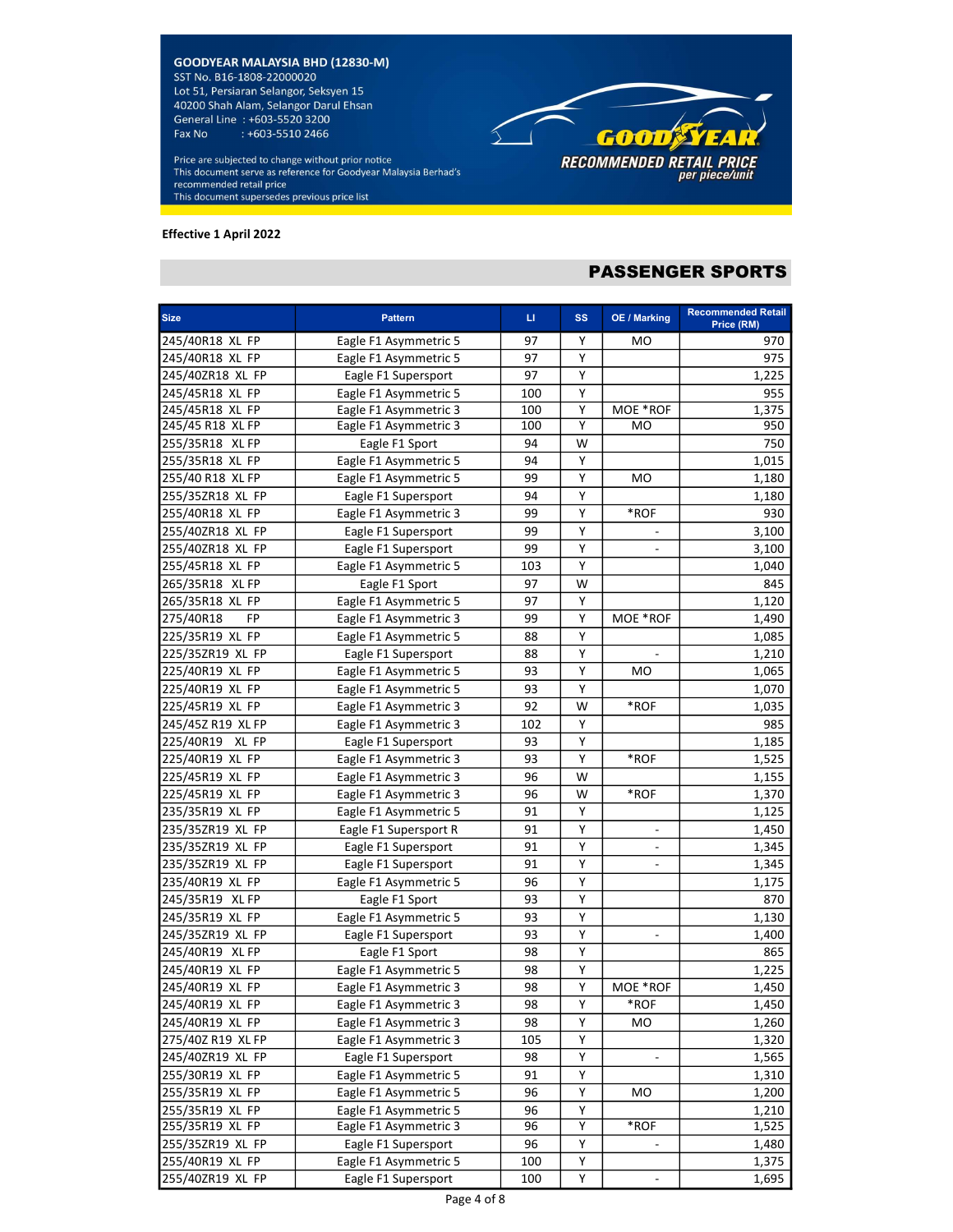**GOODYEAR MALAYSIA BHD (12830-M)**
SST No. B16-1808-22000020
Lot 51, Persiaran Selangor, Seksyen 15
40200 Shah Alam, Selangor Darul Ehsan
General Line : +603-5520 3200
Fax No : +603-5510 2466

Price are subjected to change without prior notice
This document serve as reference for Goodyear Malaysia Berhad's recommended retail price
This document supersedes previous price list

GOODYEAR
**RECOMMENDED RETAIL PRICE**
*per piece/unit*

**Effective 1 April 2022**

## PASSENGER SPORTS

| Size | Pattern | LI | SS | OE / Marking | Recommended Retail Price (RM) |
|---|---|---|---|---|---|
| 245/40R18 XL FP | Eagle F1 Asymmetric 5 | 97 | Y | MO | 970 |
| 245/40R18 XL FP | Eagle F1 Asymmetric 5 | 97 | Y | | 975 |
| 245/40ZR18 XL FP | Eagle F1 Supersport | 97 | Y | | 1,225 |
| 245/45R18 XL FP | Eagle F1 Asymmetric 5 | 100 | Y | | 955 |
| 245/45R18 XL FP | Eagle F1 Asymmetric 3 | 100 | Y | MOE *ROF | 1,375 |
| 245/45 R18 XL FP | Eagle F1 Asymmetric 3 | 100 | Y | MO | 950 |
| 255/35R18 XL FP | Eagle F1 Sport | 94 | W | | 750 |
| 255/35R18 XL FP | Eagle F1 Asymmetric 5 | 94 | Y | | 1,015 |
| 255/40 R18 XL FP | Eagle F1 Asymmetric 5 | 99 | Y | MO | 1,180 |
| 255/35ZR18 XL FP | Eagle F1 Supersport | 94 | Y | | 1,180 |
| 255/40R18 XL FP | Eagle F1 Asymmetric 3 | 99 | Y | *ROF | 930 |
| 255/40ZR18 XL FP | Eagle F1 Supersport | 99 | Y | - | 3,100 |
| 255/40ZR18 XL FP | Eagle F1 Supersport | 99 | Y | - | 3,100 |
| 255/45R18 XL FP | Eagle F1 Asymmetric 5 | 103 | Y | | 1,040 |
| 265/35R18 XL FP | Eagle F1 Sport | 97 | W | | 845 |
| 265/35R18 XL FP | Eagle F1 Asymmetric 5 | 97 | Y | | 1,120 |
| 275/40R18 FP | Eagle F1 Asymmetric 3 | 99 | Y | MOE *ROF | 1,490 |
| 225/35R19 XL FP | Eagle F1 Asymmetric 5 | 88 | Y | | 1,085 |
| 225/35ZR19 XL FP | Eagle F1 Supersport | 88 | Y | - | 1,210 |
| 225/40R19 XL FP | Eagle F1 Asymmetric 5 | 93 | Y | MO | 1,065 |
| 225/40R19 XL FP | Eagle F1 Asymmetric 5 | 93 | Y | | 1,070 |
| 225/45R19 XL FP | Eagle F1 Asymmetric 3 | 92 | W | *ROF | 1,035 |
| 245/45Z R19 XL FP | Eagle F1 Asymmetric 3 | 102 | Y | | 985 |
| 225/40R19 XL FP | Eagle F1 Supersport | 93 | Y | | 1,185 |
| 225/40R19 XL FP | Eagle F1 Asymmetric 3 | 93 | Y | *ROF | 1,525 |
| 225/45R19 XL FP | Eagle F1 Asymmetric 3 | 96 | W | | 1,155 |
| 225/45R19 XL FP | Eagle F1 Asymmetric 3 | 96 | W | *ROF | 1,370 |
| 235/35R19 XL FP | Eagle F1 Asymmetric 5 | 91 | Y | | 1,125 |
| 235/35ZR19 XL FP | Eagle F1 Supersport R | 91 | Y | - | 1,450 |
| 235/35ZR19 XL FP | Eagle F1 Supersport | 91 | Y | - | 1,345 |
| 235/35ZR19 XL FP | Eagle F1 Supersport | 91 | Y | - | 1,345 |
| 235/40R19 XL FP | Eagle F1 Asymmetric 5 | 96 | Y | | 1,175 |
| 245/35R19 XL FP | Eagle F1 Sport | 93 | Y | | 870 |
| 245/35R19 XL FP | Eagle F1 Asymmetric 5 | 93 | Y | | 1,130 |
| 245/35ZR19 XL FP | Eagle F1 Supersport | 93 | Y | - | 1,400 |
| 245/40R19 XL FP | Eagle F1 Sport | 98 | Y | | 865 |
| 245/40R19 XL FP | Eagle F1 Asymmetric 5 | 98 | Y | | 1,225 |
| 245/40R19 XL FP | Eagle F1 Asymmetric 3 | 98 | Y | MOE *ROF | 1,450 |
| 245/40R19 XL FP | Eagle F1 Asymmetric 3 | 98 | Y | *ROF | 1,450 |
| 245/40R19 XL FP | Eagle F1 Asymmetric 3 | 98 | Y | MO | 1,260 |
| 275/40Z R19 XL FP | Eagle F1 Asymmetric 3 | 105 | Y | | 1,320 |
| 245/40ZR19 XL FP | Eagle F1 Supersport | 98 | Y | - | 1,565 |
| 255/30R19 XL FP | Eagle F1 Asymmetric 5 | 91 | Y | | 1,310 |
| 255/35R19 XL FP | Eagle F1 Asymmetric 5 | 96 | Y | MO | 1,200 |
| 255/35R19 XL FP | Eagle F1 Asymmetric 5 | 96 | Y | | 1,210 |
| 255/35R19 XL FP | Eagle F1 Asymmetric 3 | 96 | Y | *ROF | 1,525 |
| 255/35ZR19 XL FP | Eagle F1 Supersport | 96 | Y | - | 1,480 |
| 255/40R19 XL FP | Eagle F1 Asymmetric 5 | 100 | Y | | 1,375 |
| 255/40ZR19 XL FP | Eagle F1 Supersport | 100 | Y | - | 1,695 |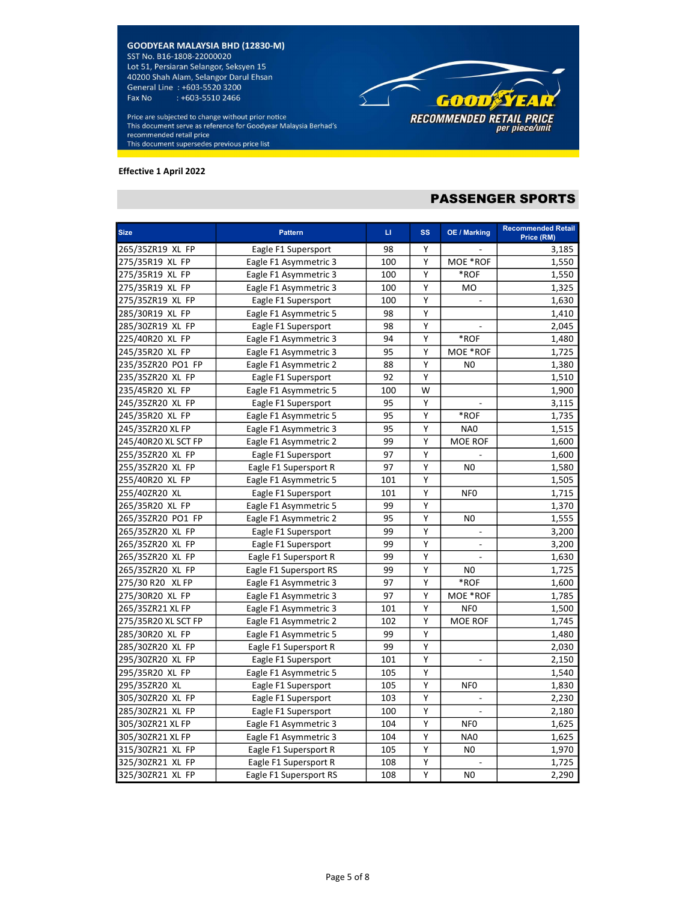**GOODYEAR MALAYSIA BHD (12830-M)**
SST No. B16-1808-22000020
Lot 51, Persiaran Selangor, Seksyen 15
40200 Shah Alam, Selangor Darul Ehsan
General Line : +603-5520 3200
Fax No : +603-5510 2466

Price are subjected to change without prior notice
This document serve as reference for Goodyear Malaysia Berhad's recommended retail price
This document supersedes previous price list

GOODYEAR
*RECOMMENDED RETAIL PRICE per piece/unit*

**Effective 1 April 2022**

## PASSENGER SPORTS

| Size | Pattern | LI | SS | OE / Marking | Recommended Retail Price (RM) |
|---|---|---|---|---|---|
| 265/35ZR19 XL FP | Eagle F1 Supersport | 98 | Y | - | 3,185 |
| 275/35R19 XL FP | Eagle F1 Asymmetric 3 | 100 | Y | MOE *ROF | 1,550 |
| 275/35R19 XL FP | Eagle F1 Asymmetric 3 | 100 | Y | *ROF | 1,550 |
| 275/35R19 XL FP | Eagle F1 Asymmetric 3 | 100 | Y | MO | 1,325 |
| 275/35ZR19 XL FP | Eagle F1 Supersport | 100 | Y | - | 1,630 |
| 285/30R19 XL FP | Eagle F1 Asymmetric 5 | 98 | Y | | 1,410 |
| 285/30ZR19 XL FP | Eagle F1 Supersport | 98 | Y | - | 2,045 |
| 225/40R20 XL FP | Eagle F1 Asymmetric 3 | 94 | Y | *ROF | 1,480 |
| 245/35R20 XL FP | Eagle F1 Asymmetric 3 | 95 | Y | MOE *ROF | 1,725 |
| 235/35ZR20 PO1 FP | Eagle F1 Asymmetric 2 | 88 | Y | N0 | 1,380 |
| 235/35ZR20 XL FP | Eagle F1 Supersport | 92 | Y | | 1,510 |
| 235/45R20 XL FP | Eagle F1 Asymmetric 5 | 100 | W | | 1,900 |
| 245/35ZR20 XL FP | Eagle F1 Supersport | 95 | Y | - | 3,115 |
| 245/35R20 XL FP | Eagle F1 Asymmetric 5 | 95 | Y | *ROF | 1,735 |
| 245/35ZR20 XL FP | Eagle F1 Asymmetric 3 | 95 | Y | NA0 | 1,515 |
| 245/40R20 XL SCT FP | Eagle F1 Asymmetric 2 | 99 | Y | MOE ROF | 1,600 |
| 255/35ZR20 XL FP | Eagle F1 Supersport | 97 | Y | - | 1,600 |
| 255/35ZR20 XL FP | Eagle F1 Supersport R | 97 | Y | N0 | 1,580 |
| 255/40R20 XL FP | Eagle F1 Asymmetric 5 | 101 | Y | | 1,505 |
| 255/40ZR20 XL | Eagle F1 Supersport | 101 | Y | NF0 | 1,715 |
| 265/35R20 XL FP | Eagle F1 Asymmetric 5 | 99 | Y | | 1,370 |
| 265/35ZR20 PO1 FP | Eagle F1 Asymmetric 2 | 95 | Y | N0 | 1,555 |
| 265/35ZR20 XL FP | Eagle F1 Supersport | 99 | Y | - | 3,200 |
| 265/35ZR20 XL FP | Eagle F1 Supersport | 99 | Y | - | 3,200 |
| 265/35ZR20 XL FP | Eagle F1 Supersport R | 99 | Y | - | 1,630 |
| 265/35ZR20 XL FP | Eagle F1 Supersport RS | 99 | Y | N0 | 1,725 |
| 275/30 R20 XL FP | Eagle F1 Asymmetric 3 | 97 | Y | *ROF | 1,600 |
| 275/30R20 XL FP | Eagle F1 Asymmetric 3 | 97 | Y | MOE *ROF | 1,785 |
| 265/35ZR21 XL FP | Eagle F1 Asymmetric 3 | 101 | Y | NF0 | 1,500 |
| 275/35R20 XL SCT FP | Eagle F1 Asymmetric 2 | 102 | Y | MOE ROF | 1,745 |
| 285/30R20 XL FP | Eagle F1 Asymmetric 5 | 99 | Y | | 1,480 |
| 285/30ZR20 XL FP | Eagle F1 Supersport R | 99 | Y | | 2,030 |
| 295/30ZR20 XL FP | Eagle F1 Supersport | 101 | Y | - | 2,150 |
| 295/35R20 XL FP | Eagle F1 Asymmetric 5 | 105 | Y | | 1,540 |
| 295/35ZR20 XL | Eagle F1 Supersport | 105 | Y | NF0 | 1,830 |
| 305/30ZR20 XL FP | Eagle F1 Supersport | 103 | Y | - | 2,230 |
| 285/30ZR21 XL FP | Eagle F1 Supersport | 100 | Y | - | 2,180 |
| 305/30ZR21 XL FP | Eagle F1 Asymmetric 3 | 104 | Y | NF0 | 1,625 |
| 305/30ZR21 XL FP | Eagle F1 Asymmetric 3 | 104 | Y | NA0 | 1,625 |
| 315/30ZR21 XL FP | Eagle F1 Supersport R | 105 | Y | N0 | 1,970 |
| 325/30ZR21 XL FP | Eagle F1 Supersport R | 108 | Y | - | 1,725 |
| 325/30ZR21 XL FP | Eagle F1 Supersport RS | 108 | Y | N0 | 2,290 |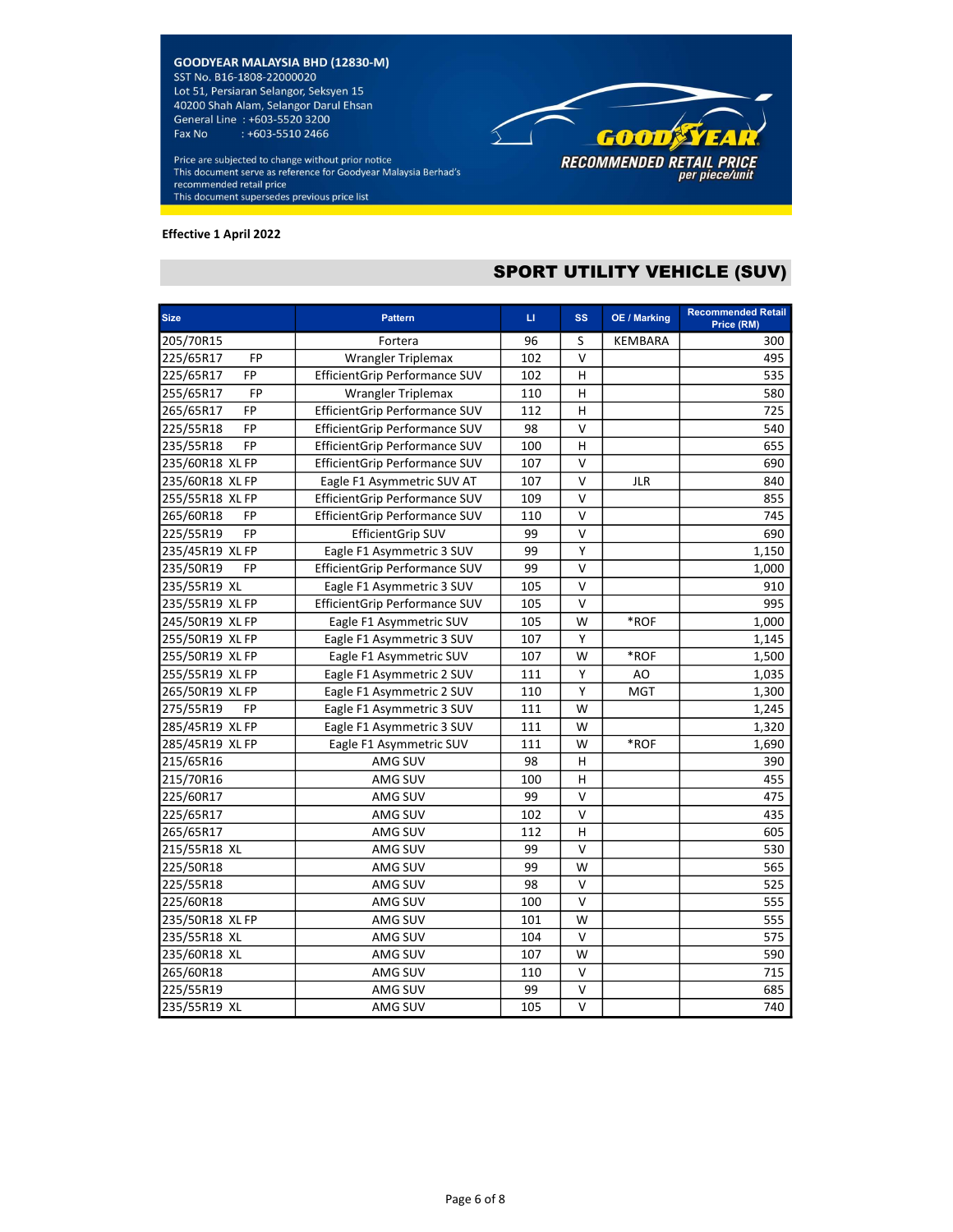**GOODYEAR MALAYSIA BHD (12830-M)**
SST No. B16-1808-22000020
Lot 51, Persiaran Selangor, Seksyen 15
40200 Shah Alam, Selangor Darul Ehsan
General Line : +603-5520 3200
Fax No : +603-5510 2466

Price are subjected to change without prior notice
This document serve as reference for Goodyear Malaysia Berhad's recommended retail price
This document supersedes previous price list

GOODYEAR
RECOMMENDED RETAIL PRICE
*per piece/unit*

**Effective 1 April 2022**

## SPORT UTILITY VEHICLE (SUV)

| Size | Pattern | LI | SS | OE / Marking | Recommended Retail Price (RM) |
|---|---|---|---|---|---|
| 205/70R15 | Fortera | 96 | S | KEMBARA | 300 |
| 225/65R17 FP | Wrangler Triplemax | 102 | V | | 495 |
| 225/65R17 FP | EfficientGrip Performance SUV | 102 | H | | 535 |
| 255/65R17 FP | Wrangler Triplemax | 110 | H | | 580 |
| 265/65R17 FP | EfficientGrip Performance SUV | 112 | H | | 725 |
| 225/55R18 FP | EfficientGrip Performance SUV | 98 | V | | 540 |
| 235/55R18 FP | EfficientGrip Performance SUV | 100 | H | | 655 |
| 235/60R18 XL FP | EfficientGrip Performance SUV | 107 | V | | 690 |
| 235/60R18 XL FP | Eagle F1 Asymmetric SUV AT | 107 | V | JLR | 840 |
| 255/55R18 XL FP | EfficientGrip Performance SUV | 109 | V | | 855 |
| 265/60R18 FP | EfficientGrip Performance SUV | 110 | V | | 745 |
| 225/55R19 FP | EfficientGrip SUV | 99 | V | | 690 |
| 235/45R19 XL FP | Eagle F1 Asymmetric 3 SUV | 99 | Y | | 1,150 |
| 235/50R19 FP | EfficientGrip Performance SUV | 99 | V | | 1,000 |
| 235/55R19 XL | Eagle F1 Asymmetric 3 SUV | 105 | V | | 910 |
| 235/55R19 XL FP | EfficientGrip Performance SUV | 105 | V | | 995 |
| 245/50R19 XL FP | Eagle F1 Asymmetric SUV | 105 | W | *ROF | 1,000 |
| 255/50R19 XL FP | Eagle F1 Asymmetric 3 SUV | 107 | Y | | 1,145 |
| 255/50R19 XL FP | Eagle F1 Asymmetric SUV | 107 | W | *ROF | 1,500 |
| 255/55R19 XL FP | Eagle F1 Asymmetric 2 SUV | 111 | Y | AO | 1,035 |
| 265/50R19 XL FP | Eagle F1 Asymmetric 2 SUV | 110 | Y | MGT | 1,300 |
| 275/55R19 FP | Eagle F1 Asymmetric 3 SUV | 111 | W | | 1,245 |
| 285/45R19 XL FP | Eagle F1 Asymmetric 3 SUV | 111 | W | | 1,320 |
| 285/45R19 XL FP | Eagle F1 Asymmetric SUV | 111 | W | *ROF | 1,690 |
| 215/65R16 | AMG SUV | 98 | H | | 390 |
| 215/70R16 | AMG SUV | 100 | H | | 455 |
| 225/60R17 | AMG SUV | 99 | V | | 475 |
| 225/65R17 | AMG SUV | 102 | V | | 435 |
| 265/65R17 | AMG SUV | 112 | H | | 605 |
| 215/55R18 XL | AMG SUV | 99 | V | | 530 |
| 225/50R18 | AMG SUV | 99 | W | | 565 |
| 225/55R18 | AMG SUV | 98 | V | | 525 |
| 225/60R18 | AMG SUV | 100 | V | | 555 |
| 235/50R18 XL FP | AMG SUV | 101 | W | | 555 |
| 235/55R18 XL | AMG SUV | 104 | V | | 575 |
| 235/60R18 XL | AMG SUV | 107 | W | | 590 |
| 265/60R18 | AMG SUV | 110 | V | | 715 |
| 225/55R19 | AMG SUV | 99 | V | | 685 |
| 235/55R19 XL | AMG SUV | 105 | V | | 740 |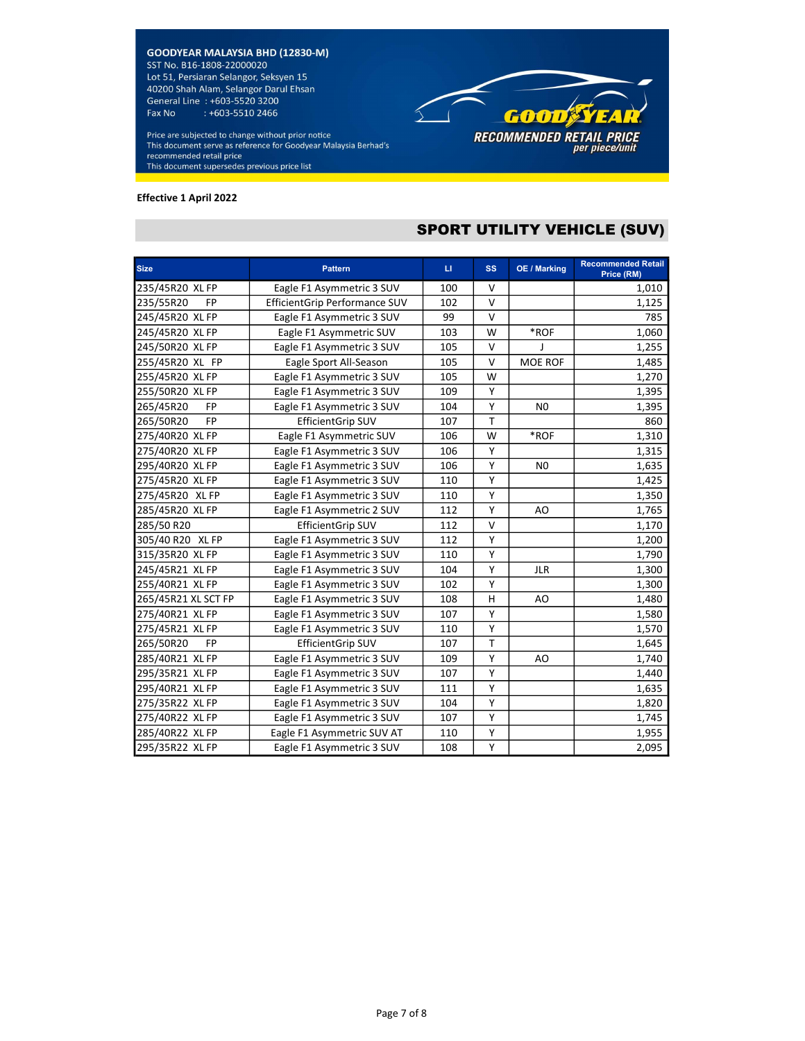**GOODYEAR MALAYSIA BHD (12830-M)**
SST No. B16-1808-22000020
Lot 51, Persiaran Selangor, Seksyen 15
40200 Shah Alam, Selangor Darul Ehsan
General Line : +603-5520 3200
Fax No : +603-5510 2466

Price are subjected to change without prior notice
This document serve as reference for Goodyear Malaysia Berhad's recommended retail price
This document supersedes previous price list

GOODYEAR
**RECOMMENDED RETAIL PRICE**
*per piece/unit*

**Effective 1 April 2022**

## SPORT UTILITY VEHICLE (SUV)

| Size | Pattern | LI | SS | OE / Marking | Recommended Retail Price (RM) |
|---|---|---|---|---|---|
| 235/45R20 XL FP | Eagle F1 Asymmetric 3 SUV | 100 | V | | 1,010 |
| 235/55R20 FP | EfficientGrip Performance SUV | 102 | V | | 1,125 |
| 245/45R20 XL FP | Eagle F1 Asymmetric 3 SUV | 99 | V | | 785 |
| 245/45R20 XL FP | Eagle F1 Asymmetric SUV | 103 | W | *ROF | 1,060 |
| 245/50R20 XL FP | Eagle F1 Asymmetric 3 SUV | 105 | V | J | 1,255 |
| 255/45R20 XL FP | Eagle Sport All-Season | 105 | V | MOE ROF | 1,485 |
| 255/45R20 XL FP | Eagle F1 Asymmetric 3 SUV | 105 | W | | 1,270 |
| 255/50R20 XL FP | Eagle F1 Asymmetric 3 SUV | 109 | Y | | 1,395 |
| 265/45R20 FP | Eagle F1 Asymmetric 3 SUV | 104 | Y | N0 | 1,395 |
| 265/50R20 FP | EfficientGrip SUV | 107 | T | | 860 |
| 275/40R20 XL FP | Eagle F1 Asymmetric SUV | 106 | W | *ROF | 1,310 |
| 275/40R20 XL FP | Eagle F1 Asymmetric 3 SUV | 106 | Y | | 1,315 |
| 295/40R20 XL FP | Eagle F1 Asymmetric 3 SUV | 106 | Y | N0 | 1,635 |
| 275/45R20 XL FP | Eagle F1 Asymmetric 3 SUV | 110 | Y | | 1,425 |
| 275/45R20 XL FP | Eagle F1 Asymmetric 3 SUV | 110 | Y | | 1,350 |
| 285/45R20 XL FP | Eagle F1 Asymmetric 2 SUV | 112 | Y | AO | 1,765 |
| 285/50 R20 | EfficientGrip SUV | 112 | V | | 1,170 |
| 305/40 R20 XL FP | Eagle F1 Asymmetric 3 SUV | 112 | Y | | 1,200 |
| 315/35R20 XL FP | Eagle F1 Asymmetric 3 SUV | 110 | Y | | 1,790 |
| 245/45R21 XL FP | Eagle F1 Asymmetric 3 SUV | 104 | Y | JLR | 1,300 |
| 255/40R21 XL FP | Eagle F1 Asymmetric 3 SUV | 102 | Y | | 1,300 |
| 265/45R21 XL SCT FP | Eagle F1 Asymmetric 3 SUV | 108 | H | AO | 1,480 |
| 275/40R21 XL FP | Eagle F1 Asymmetric 3 SUV | 107 | Y | | 1,580 |
| 275/45R21 XL FP | Eagle F1 Asymmetric 3 SUV | 110 | Y | | 1,570 |
| 265/50R20 FP | EfficientGrip SUV | 107 | T | | 1,645 |
| 285/40R21 XL FP | Eagle F1 Asymmetric 3 SUV | 109 | Y | AO | 1,740 |
| 295/35R21 XL FP | Eagle F1 Asymmetric 3 SUV | 107 | Y | | 1,440 |
| 295/40R21 XL FP | Eagle F1 Asymmetric 3 SUV | 111 | Y | | 1,635 |
| 275/35R22 XL FP | Eagle F1 Asymmetric 3 SUV | 104 | Y | | 1,820 |
| 275/40R22 XL FP | Eagle F1 Asymmetric 3 SUV | 107 | Y | | 1,745 |
| 285/40R22 XL FP | Eagle F1 Asymmetric SUV AT | 110 | Y | | 1,955 |
| 295/35R22 XL FP | Eagle F1 Asymmetric 3 SUV | 108 | Y | | 2,095 |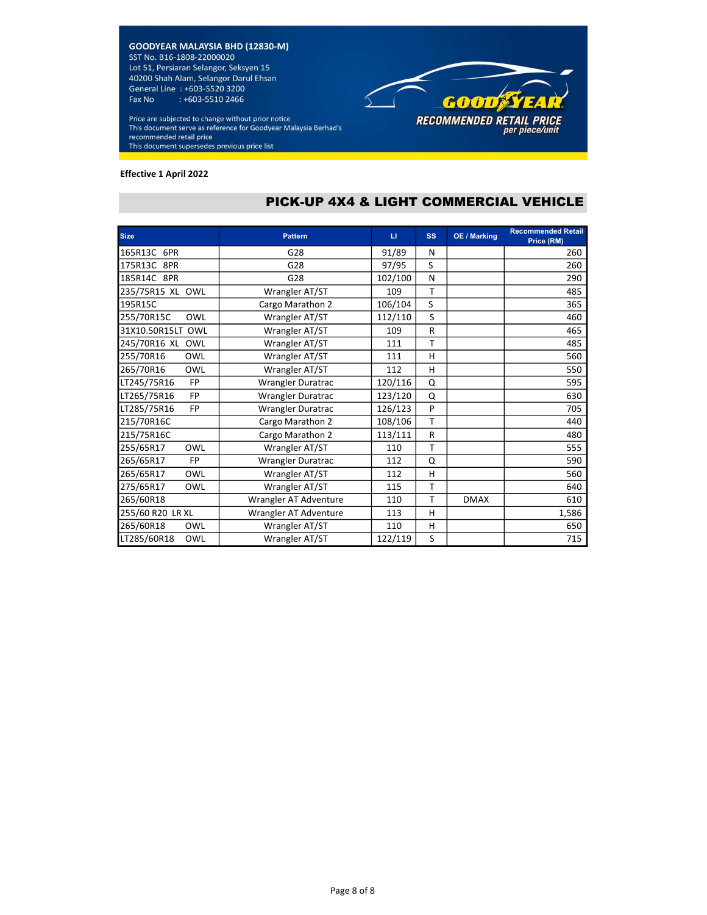**GOODYEAR MALAYSIA BHD (12830-M)**
SST No. B16-1808-22000020
Lot 51, Persiaran Selangor, Seksyen 15
40200 Shah Alam, Selangor Darul Ehsan
General Line : +603-5520 3200
Fax No : +603-5510 2466

Price are subjected to change without prior notice
This document serve as reference for Goodyear Malaysia Berhad's recommended retail price
This document supersedes previous price list

GOODYEAR
**RECOMMENDED RETAIL PRICE**
*per piece/unit*

**Effective 1 April 2022**

## PICK-UP 4X4 & LIGHT COMMERCIAL VEHICLE

| Size | Pattern | LI | SS | OE / Marking | Recommended Retail Price (RM) |
|---|---|---|---|---|---|
| 165R13C 6PR | G28 | 91/89 | N | | 260 |
| 175R13C 8PR | G28 | 97/95 | S | | 260 |
| 185R14C 8PR | G28 | 102/100 | N | | 290 |
| 235/75R15 XL OWL | Wrangler AT/ST | 109 | T | | 485 |
| 195R15C | Cargo Marathon 2 | 106/104 | S | | 365 |
| 255/70R15C OWL | Wrangler AT/ST | 112/110 | S | | 460 |
| 31X10.50R15LT OWL | Wrangler AT/ST | 109 | R | | 465 |
| 245/70R16 XL OWL | Wrangler AT/ST | 111 | T | | 485 |
| 255/70R16 OWL | Wrangler AT/ST | 111 | H | | 560 |
| 265/70R16 OWL | Wrangler AT/ST | 112 | H | | 550 |
| LT245/75R16 FP | Wrangler Duratrac | 120/116 | Q | | 595 |
| LT265/75R16 FP | Wrangler Duratrac | 123/120 | Q | | 630 |
| LT285/75R16 FP | Wrangler Duratrac | 126/123 | P | | 705 |
| 215/70R16C | Cargo Marathon 2 | 108/106 | T | | 440 |
| 215/75R16C | Cargo Marathon 2 | 113/111 | R | | 480 |
| 255/65R17 OWL | Wrangler AT/ST | 110 | T | | 555 |
| 265/65R17 FP | Wrangler Duratrac | 112 | Q | | 590 |
| 265/65R17 OWL | Wrangler AT/ST | 112 | H | | 560 |
| 275/65R17 OWL | Wrangler AT/ST | 115 | T | | 640 |
| 265/60R18 | Wrangler AT Adventure | 110 | T | DMAX | 610 |
| 255/60 R20 LR XL | Wrangler AT Adventure | 113 | H | | 1,586 |
| 265/60R18 OWL | Wrangler AT/ST | 110 | H | | 650 |
| LT285/60R18 OWL | Wrangler AT/ST | 122/119 | S | | 715 |